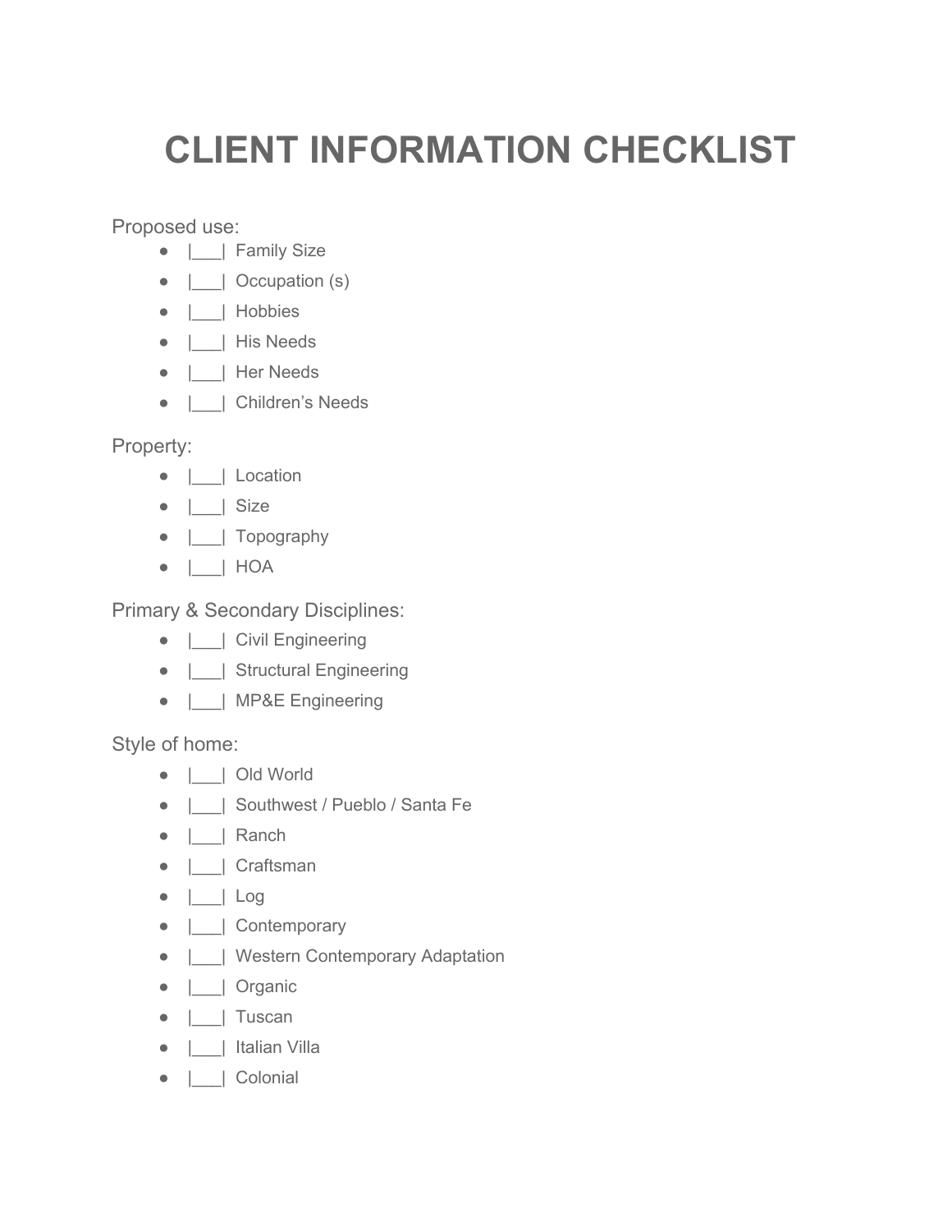# CLIENT INFORMATION CHECKLIST

Proposed use:

- |___| Family Size
- |___| Occupation (s)
- |___| Hobbies
- |___| His Needs
- |___| Her Needs
- |___| Children's Needs

Property:

- |___| Location
- |___| Size
- |___| Topography
- |___| HOA

Primary & Secondary Disciplines:

- |___| Civil Engineering
- |___| Structural Engineering
- |___| MP&E Engineering

Style of home:

- |___| Old World
- |___| Southwest / Pueblo / Santa Fe
- |___| Ranch
- |___| Craftsman
- |___| Log
- |___| Contemporary
- |___| Western Contemporary Adaptation
- |___| Organic
- |___| Tuscan
- |___| Italian Villa
- |___| Colonial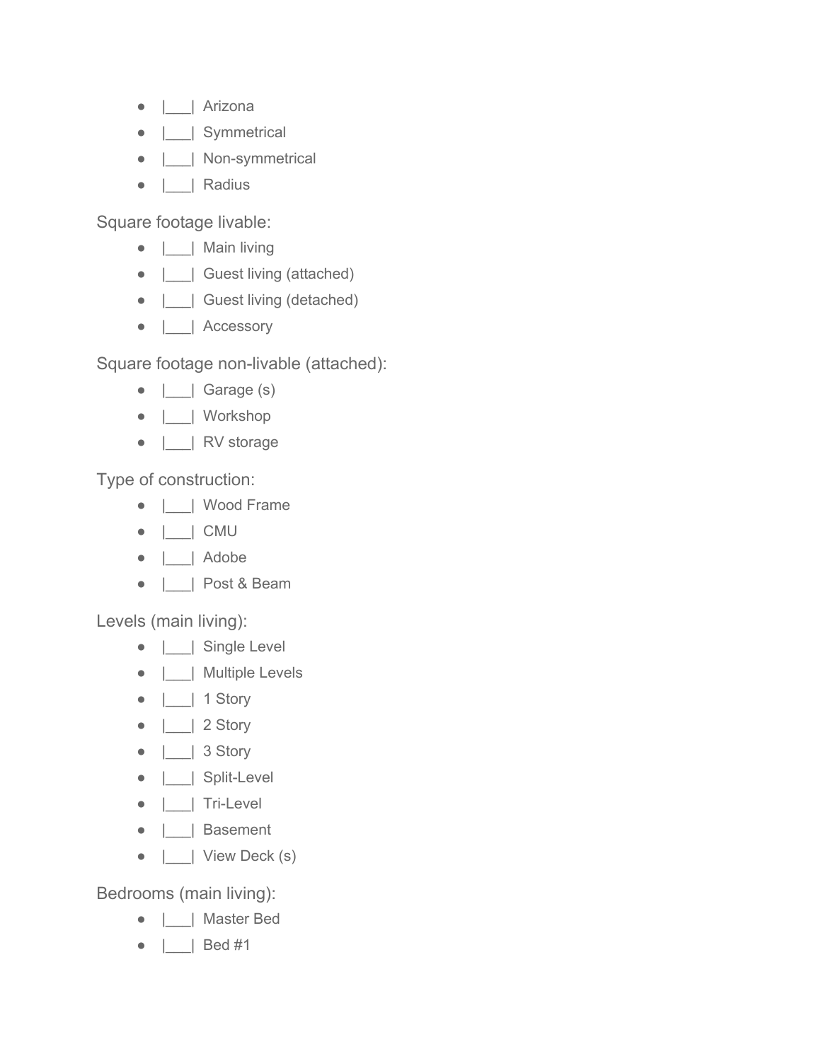- |___| Arizona
- |___| Symmetrical
- |___| Non-symmetrical
- |___| Radius

Square footage livable:

- |___| Main living
- |___| Guest living (attached)
- |___| Guest living (detached)
- |___| Accessory

Square footage non-livable (attached):

- |___| Garage (s)
- |___| Workshop
- |___| RV storage

Type of construction:

- |___| Wood Frame
- |___| CMU
- |___| Adobe
- |___| Post & Beam

Levels (main living):

- |___| Single Level
- |___| Multiple Levels
- |___| 1 Story
- |___| 2 Story
- |___| 3 Story
- |___| Split-Level
- |___| Tri-Level
- |___| Basement
- |___| View Deck (s)

Bedrooms (main living):

- |___| Master Bed
- |___| Bed #1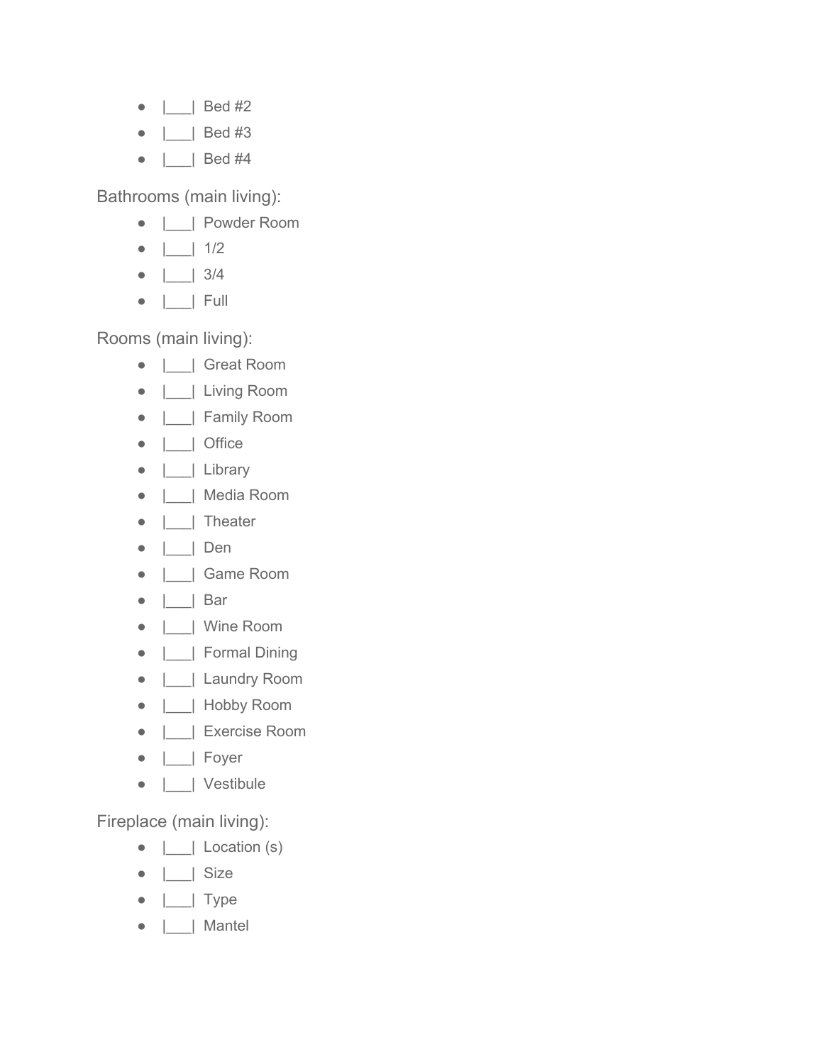- |___| Bed #2
- |___| Bed #3
- |___| Bed #4

Bathrooms (main living):

- |___| Powder Room
- |___| 1/2
- |___| 3/4
- |___| Full

Rooms (main living):

- |___| Great Room
- |___| Living Room
- |___| Family Room
- |___| Office
- |___| Library
- |___| Media Room
- |___| Theater
- |___| Den
- |___| Game Room
- |___| Bar
- |___| Wine Room
- |___| Formal Dining
- |___| Laundry Room
- |___| Hobby Room
- |___| Exercise Room
- |___| Foyer
- |___| Vestibule

Fireplace (main living):

- |___| Location (s)
- |___| Size
- |___| Type
- |___| Mantel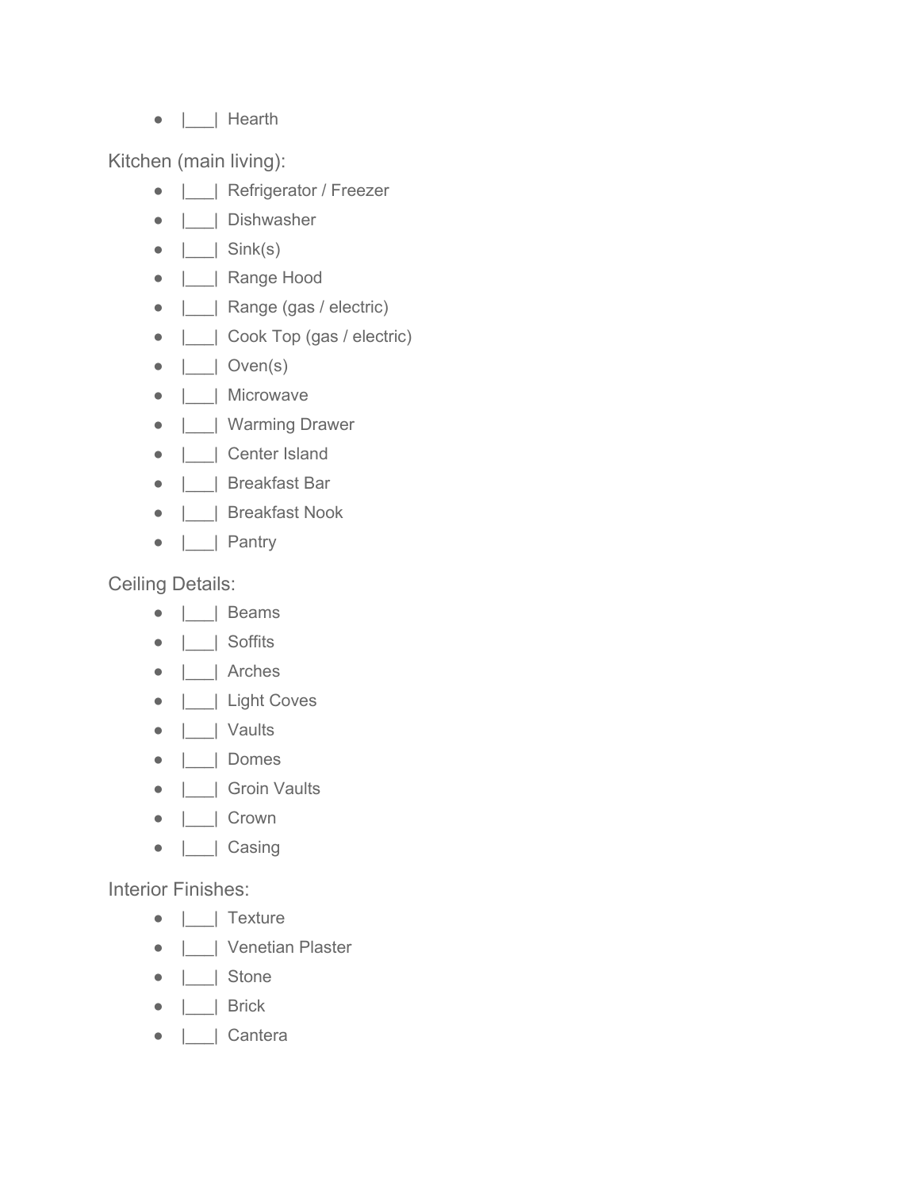- |___| Hearth

Kitchen (main living):

- |___| Refrigerator / Freezer
- |___| Dishwasher
- |___| Sink(s)
- |___| Range Hood
- |___| Range (gas / electric)
- |___| Cook Top (gas / electric)
- |___| Oven(s)
- |___| Microwave
- |___| Warming Drawer
- |___| Center Island
- |___| Breakfast Bar
- |___| Breakfast Nook
- |___| Pantry

Ceiling Details:

- |___| Beams
- |___| Soffits
- |___| Arches
- |___| Light Coves
- |___| Vaults
- |___| Domes
- |___| Groin Vaults
- |___| Crown
- |___| Casing

Interior Finishes:

- |___| Texture
- |___| Venetian Plaster
- |___| Stone
- |___| Brick
- |___| Cantera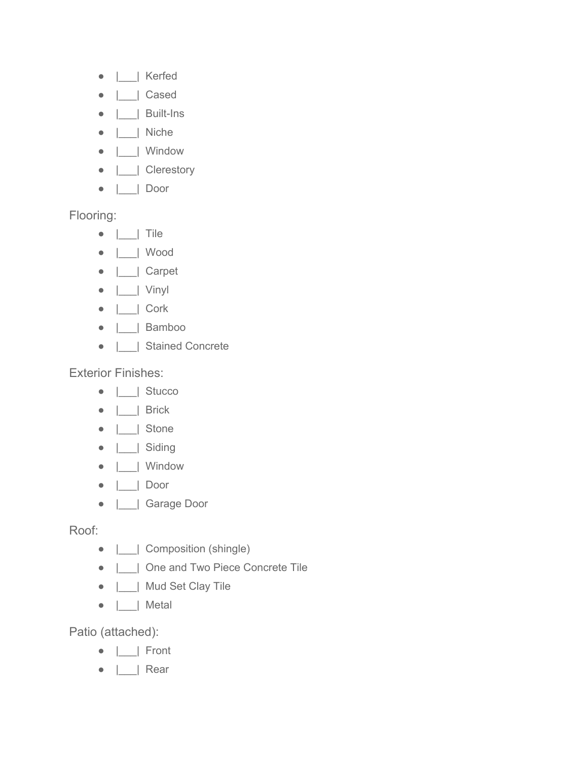- |___| Kerfed
- |___| Cased
- |___| Built-Ins
- |___| Niche
- |___| Window
- |___| Clerestory
- |___| Door

Flooring:

- |___| Tile
- |___| Wood
- |___| Carpet
- |___| Vinyl
- |___| Cork
- |___| Bamboo
- |___| Stained Concrete

Exterior Finishes:

- |___| Stucco
- |___| Brick
- |___| Stone
- |___| Siding
- |___| Window
- |___| Door
- |___| Garage Door

Roof:

- |___| Composition (shingle)
- |___| One and Two Piece Concrete Tile
- |___| Mud Set Clay Tile
- |___| Metal

Patio (attached):

- |___| Front
- |___| Rear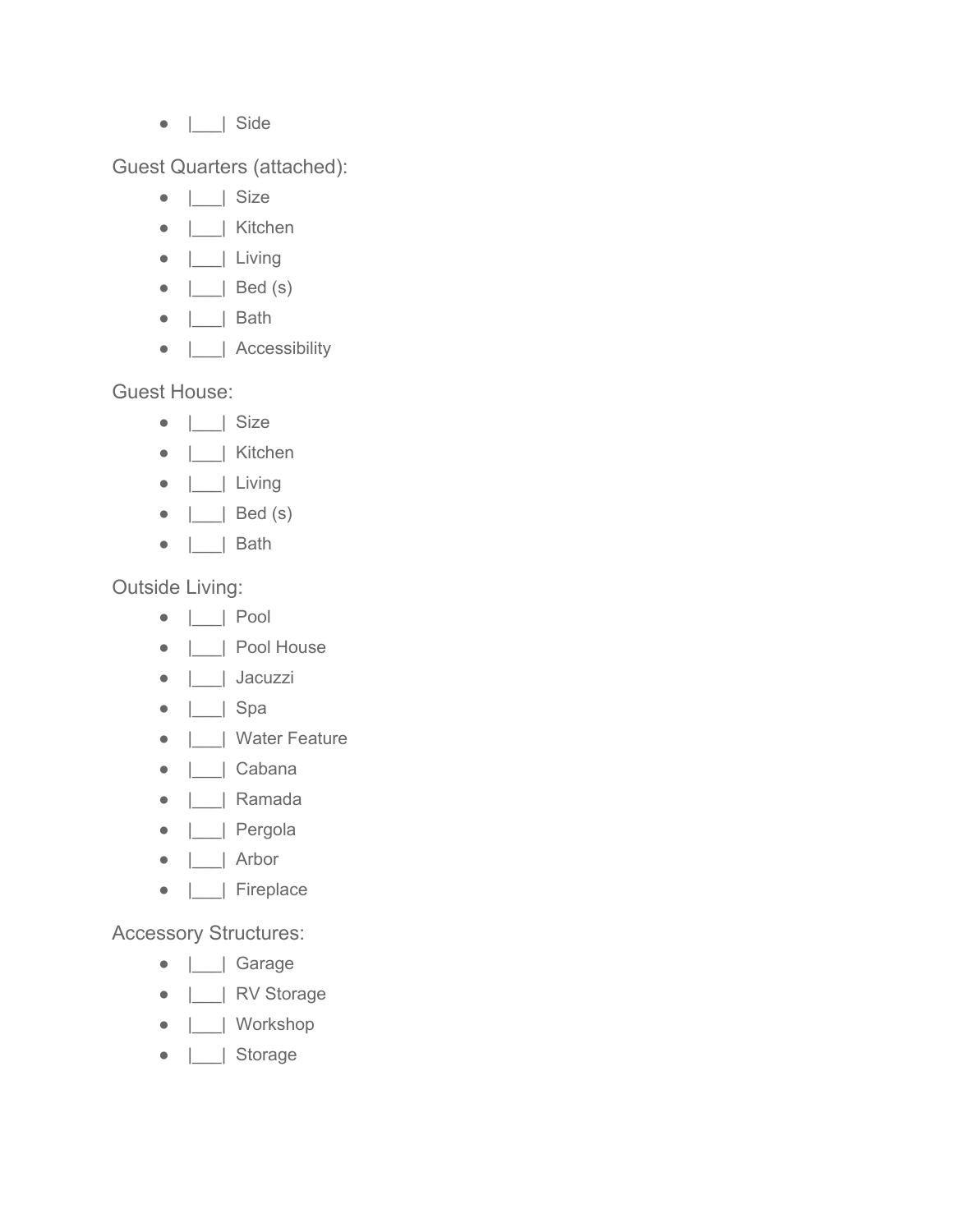- |___| Side

Guest Quarters (attached):

- |___| Size
- |___| Kitchen
- |___| Living
- |___| Bed (s)
- |___| Bath
- |___| Accessibility

Guest House:

- |___| Size
- |___| Kitchen
- |___| Living
- |___| Bed (s)
- |___| Bath

Outside Living:

- |___| Pool
- |___| Pool House
- |___| Jacuzzi
- |___| Spa
- |___| Water Feature
- |___| Cabana
- |___| Ramada
- |___| Pergola
- |___| Arbor
- |___| Fireplace

Accessory Structures:

- |___| Garage
- |___| RV Storage
- |___| Workshop
- |___| Storage